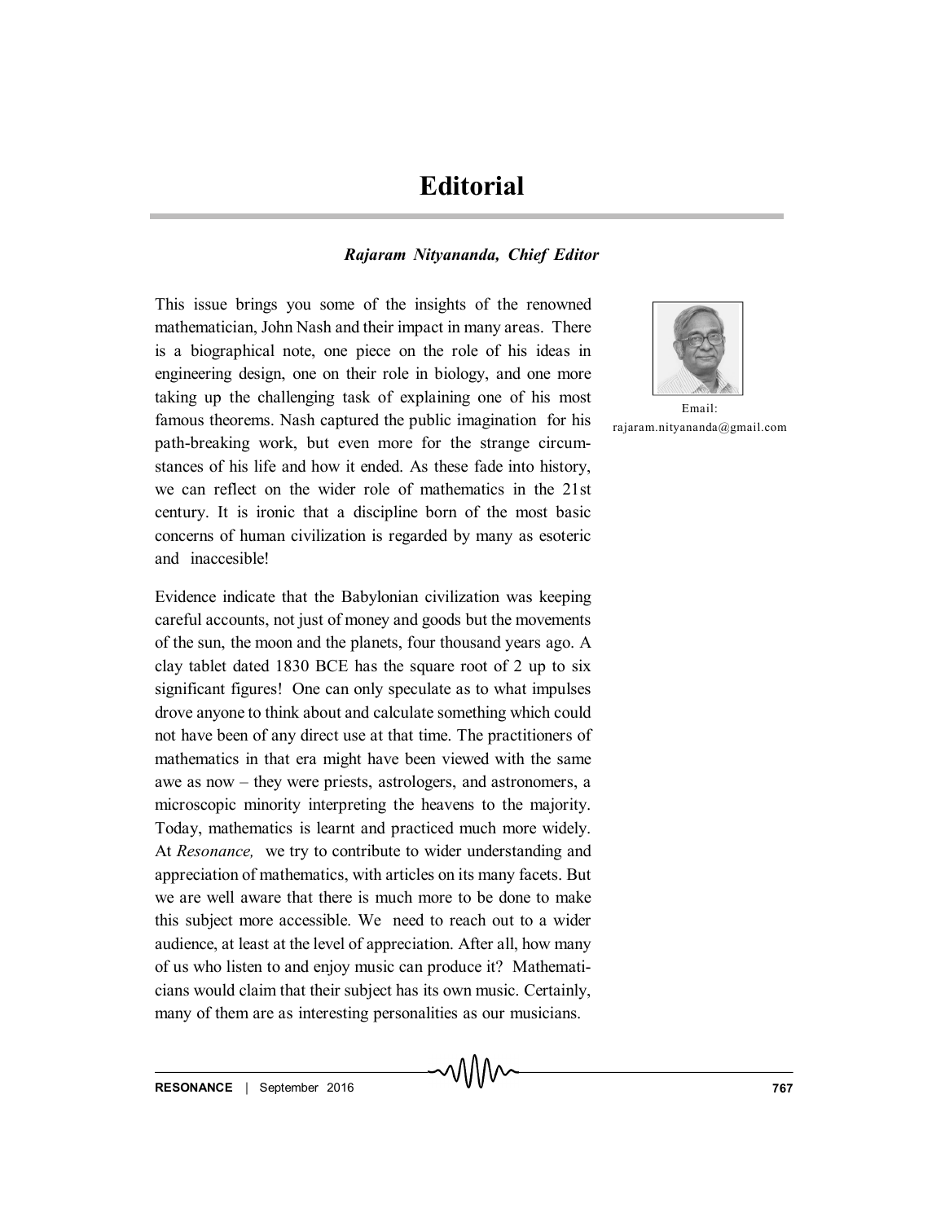# Editorial

***Rajaram Nityananda, Chief Editor***

Email:
rajaram.nityananda@gmail.com

This issue brings you some of the insights of the renowned mathematician, John Nash and their impact in many areas. There is a biographical note, one piece on the role of his ideas in engineering design, one on their role in biology, and one more taking up the challenging task of explaining one of his most famous theorems. Nash captured the public imagination for his path-breaking work, but even more for the strange circumstances of his life and how it ended. As these fade into history, we can reflect on the wider role of mathematics in the 21st century. It is ironic that a discipline born of the most basic concerns of human civilization is regarded by many as esoteric and inaccesible!

Evidence indicate that the Babylonian civilization was keeping careful accounts, not just of money and goods but the movements of the sun, the moon and the planets, four thousand years ago. A clay tablet dated 1830 BCE has the square root of 2 up to six significant figures! One can only speculate as to what impulses drove anyone to think about and calculate something which could not have been of any direct use at that time. The practitioners of mathematics in that era might have been viewed with the same awe as now – they were priests, astrologers, and astronomers, a microscopic minority interpreting the heavens to the majority. Today, mathematics is learnt and practiced much more widely. At *Resonance,* we try to contribute to wider understanding and appreciation of mathematics, with articles on its many facets. But we are well aware that there is much more to be done to make this subject more accessible. We need to reach out to a wider audience, at least at the level of appreciation. After all, how many of us who listen to and enjoy music can produce it? Mathematicians would claim that their subject has its own music. Certainly, many of them are as interesting personalities as our musicians.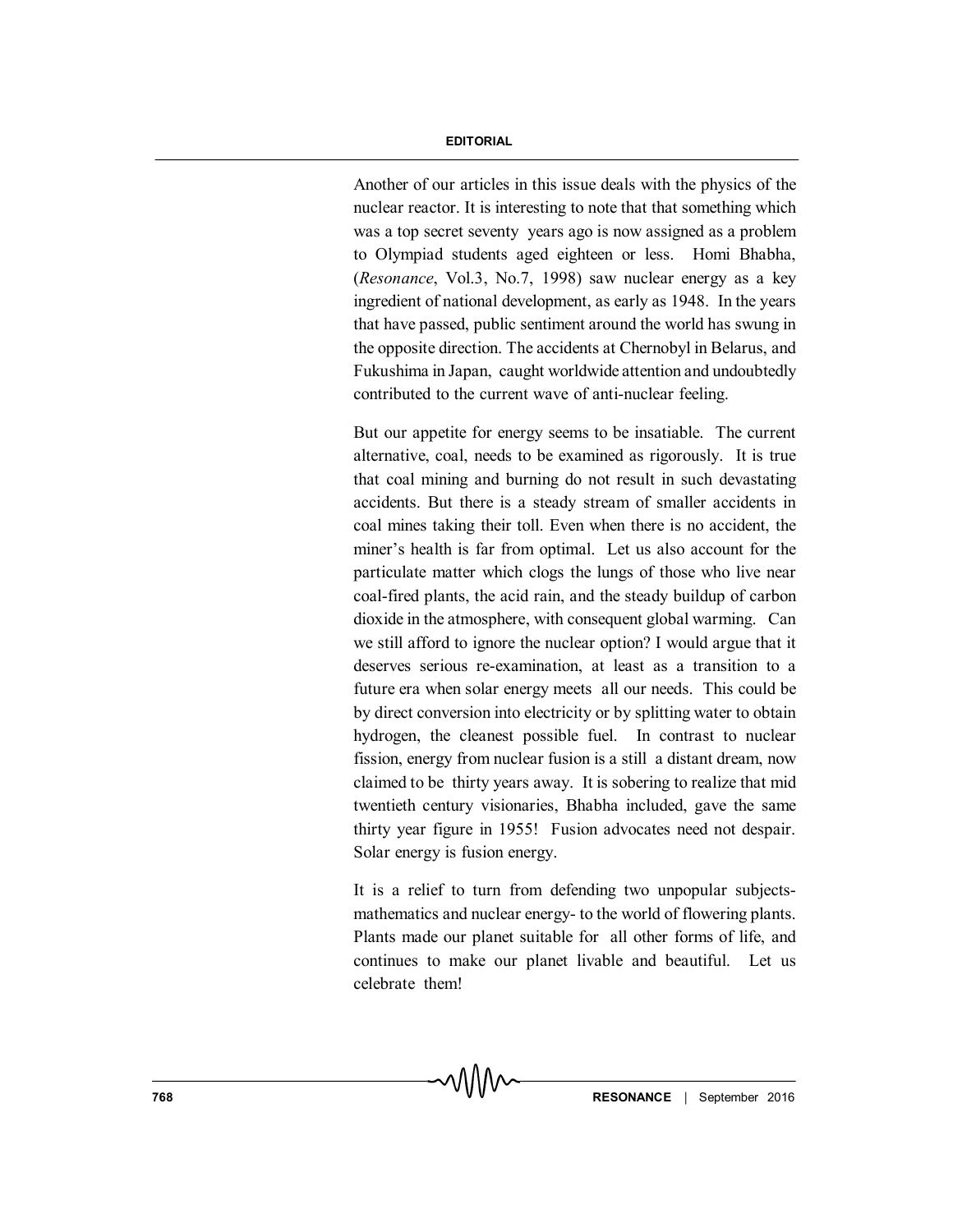Another of our articles in this issue deals with the physics of the nuclear reactor. It is interesting to note that that something which was a top secret seventy years ago is now assigned as a problem to Olympiad students aged eighteen or less. Homi Bhabha, (*Resonance*, Vol.3, No.7, 1998) saw nuclear energy as a key ingredient of national development, as early as 1948. In the years that have passed, public sentiment around the world has swung in the opposite direction. The accidents at Chernobyl in Belarus, and Fukushima in Japan, caught worldwide attention and undoubtedly contributed to the current wave of anti-nuclear feeling.

But our appetite for energy seems to be insatiable. The current alternative, coal, needs to be examined as rigorously. It is true that coal mining and burning do not result in such devastating accidents. But there is a steady stream of smaller accidents in coal mines taking their toll. Even when there is no accident, the miner's health is far from optimal. Let us also account for the particulate matter which clogs the lungs of those who live near coal-fired plants, the acid rain, and the steady buildup of carbon dioxide in the atmosphere, with consequent global warming. Can we still afford to ignore the nuclear option? I would argue that it deserves serious re-examination, at least as a transition to a future era when solar energy meets all our needs. This could be by direct conversion into electricity or by splitting water to obtain hydrogen, the cleanest possible fuel. In contrast to nuclear fission, energy from nuclear fusion is a still a distant dream, now claimed to be thirty years away. It is sobering to realize that mid twentieth century visionaries, Bhabha included, gave the same thirty year figure in 1955! Fusion advocates need not despair. Solar energy is fusion energy.

It is a relief to turn from defending two unpopular subjects-mathematics and nuclear energy- to the world of flowering plants. Plants made our planet suitable for all other forms of life, and continues to make our planet livable and beautiful. Let us celebrate them!